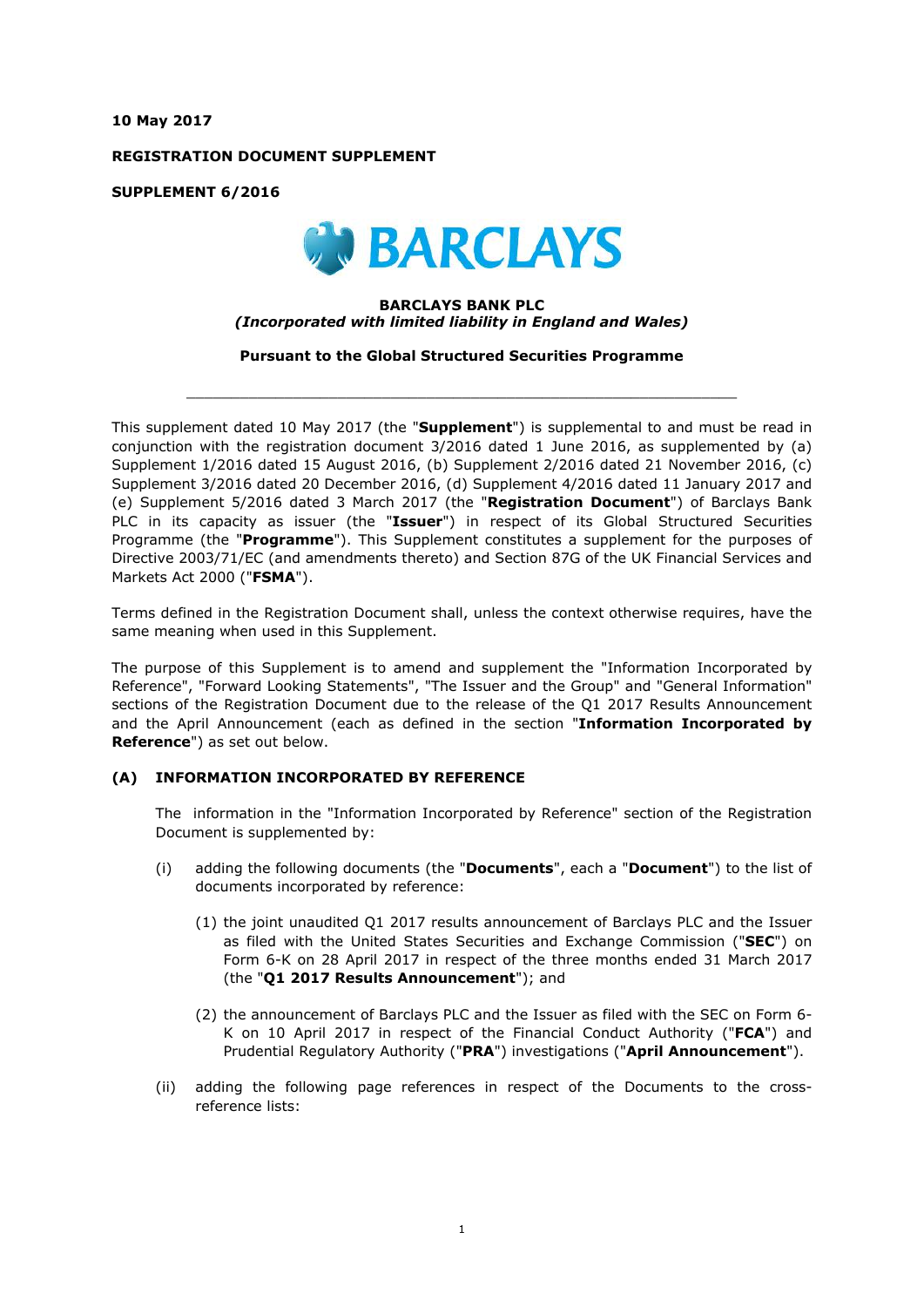**10 May 2017**

**REGISTRATION DOCUMENT SUPPLEMENT**

**SUPPLEMENT 6/2016**

BARCLAYS

**BARCLAYS BANK PLC**
***(Incorporated with limited liability in England and Wales)***

**Pursuant to the Global Structured Securities Programme**

---

This supplement dated 10 May 2017 (the "**Supplement**") is supplemental to and must be read in conjunction with the registration document 3/2016 dated 1 June 2016, as supplemented by (a) Supplement 1/2016 dated 15 August 2016, (b) Supplement 2/2016 dated 21 November 2016, (c) Supplement 3/2016 dated 20 December 2016, (d) Supplement 4/2016 dated 11 January 2017 and (e) Supplement 5/2016 dated 3 March 2017 (the "**Registration Document**") of Barclays Bank PLC in its capacity as issuer (the "**Issuer**") in respect of its Global Structured Securities Programme (the "**Programme**"). This Supplement constitutes a supplement for the purposes of Directive 2003/71/EC (and amendments thereto) and Section 87G of the UK Financial Services and Markets Act 2000 ("**FSMA**").

Terms defined in the Registration Document shall, unless the context otherwise requires, have the same meaning when used in this Supplement.

The purpose of this Supplement is to amend and supplement the "Information Incorporated by Reference", "Forward Looking Statements", "The Issuer and the Group" and "General Information" sections of the Registration Document due to the release of the Q1 2017 Results Announcement and the April Announcement (each as defined in the section "**Information Incorporated by Reference**") as set out below.

## (A) INFORMATION INCORPORATED BY REFERENCE

The information in the "Information Incorporated by Reference" section of the Registration Document is supplemented by:

(i) adding the following documents (the "**Documents**", each a "**Document**") to the list of documents incorporated by reference:

(1) the joint unaudited Q1 2017 results announcement of Barclays PLC and the Issuer as filed with the United States Securities and Exchange Commission ("**SEC**") on Form 6-K on 28 April 2017 in respect of the three months ended 31 March 2017 (the "**Q1 2017 Results Announcement**"); and

(2) the announcement of Barclays PLC and the Issuer as filed with the SEC on Form 6-K on 10 April 2017 in respect of the Financial Conduct Authority ("**FCA**") and Prudential Regulatory Authority ("**PRA**") investigations ("**April Announcement**").

(ii) adding the following page references in respect of the Documents to the cross-reference lists: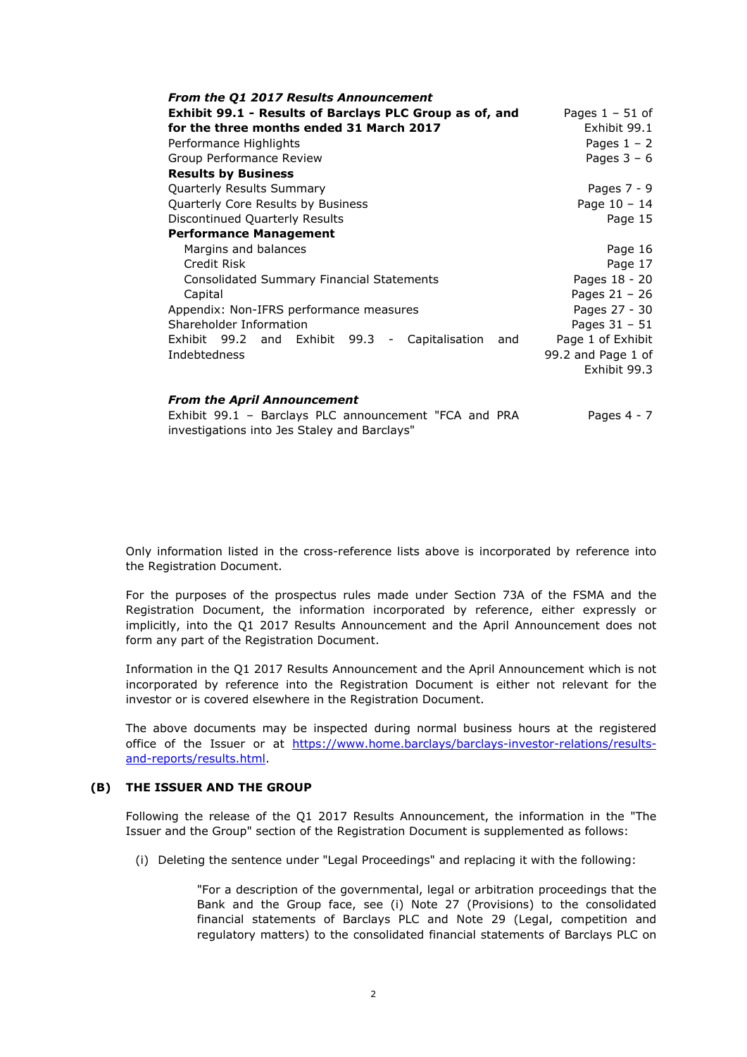| *From the Q1 2017 Results Announcement* | |
|---|---|
| **Exhibit 99.1 - Results of Barclays PLC Group as of, and for the three months ended 31 March 2017** | Pages 1 – 51 of Exhibit 99.1 |
| Performance Highlights | Pages 1 – 2 |
| Group Performance Review | Pages 3 – 6 |
| **Results by Business** | |
| Quarterly Results Summary | Pages 7 - 9 |
| Quarterly Core Results by Business | Page 10 – 14 |
| Discontinued Quarterly Results | Page 15 |
| **Performance Management** | |
| Margins and balances | Page 16 |
| Credit Risk | Page 17 |
| Consolidated Summary Financial Statements | Pages 18 - 20 |
| Capital | Pages 21 – 26 |
| Appendix: Non-IFRS performance measures | Pages 27 - 30 |
| Shareholder Information | Pages 31 – 51 |
| Exhibit 99.2 and Exhibit 99.3 - Capitalisation and Indebtedness | Page 1 of Exhibit 99.2 and Page 1 of Exhibit 99.3 |
| | |
| *From the April Announcement* | |
| Exhibit 99.1 – Barclays PLC announcement "FCA and PRA investigations into Jes Staley and Barclays" | Pages 4 - 7 |

Only information listed in the cross-reference lists above is incorporated by reference into the Registration Document.

For the purposes of the prospectus rules made under Section 73A of the FSMA and the Registration Document, the information incorporated by reference, either expressly or implicitly, into the Q1 2017 Results Announcement and the April Announcement does not form any part of the Registration Document.

Information in the Q1 2017 Results Announcement and the April Announcement which is not incorporated by reference into the Registration Document is either not relevant for the investor or is covered elsewhere in the Registration Document.

The above documents may be inspected during normal business hours at the registered office of the Issuer or at https://www.home.barclays/barclays-investor-relations/results-and-reports/results.html.

## (B) THE ISSUER AND THE GROUP

Following the release of the Q1 2017 Results Announcement, the information in the "The Issuer and the Group" section of the Registration Document is supplemented as follows:

(i) Deleting the sentence under "Legal Proceedings" and replacing it with the following:

> "For a description of the governmental, legal or arbitration proceedings that the Bank and the Group face, see (i) Note 27 (Provisions) to the consolidated financial statements of Barclays PLC and Note 29 (Legal, competition and regulatory matters) to the consolidated financial statements of Barclays PLC on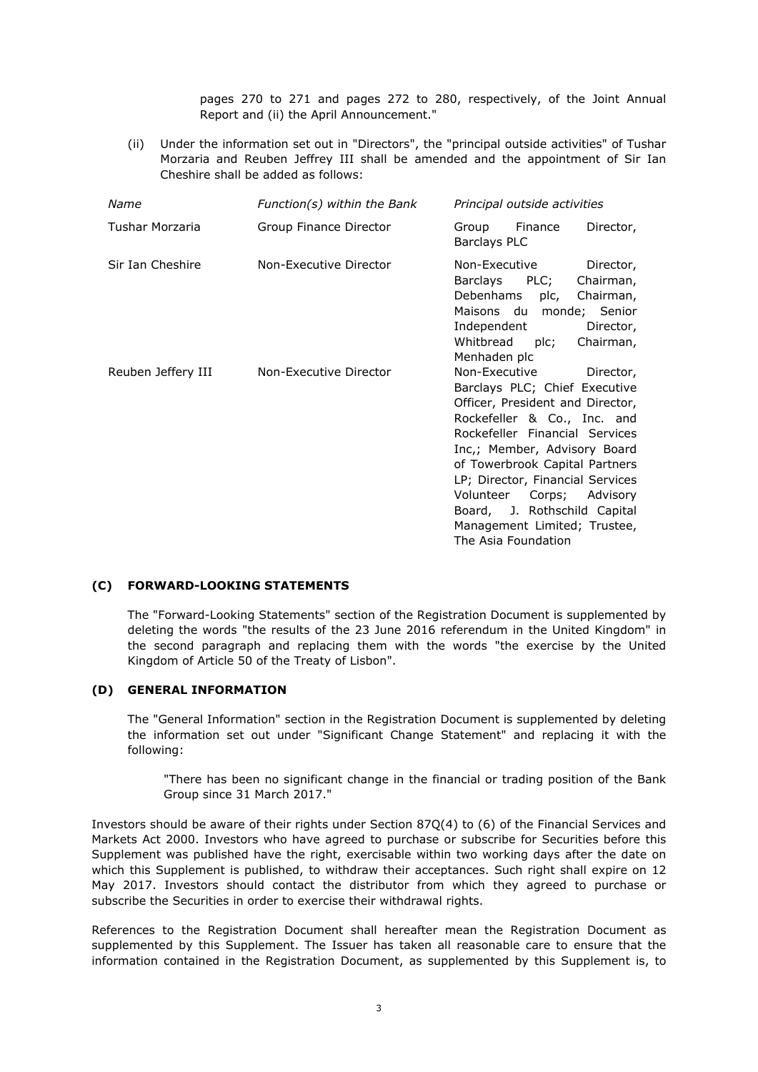pages 270 to 271 and pages 272 to 280, respectively, of the Joint Annual Report and (ii) the April Announcement."

(ii) Under the information set out in "Directors", the "principal outside activities" of Tushar Morzaria and Reuben Jeffrey III shall be amended and the appointment of Sir Ian Cheshire shall be added as follows:

| *Name* | *Function(s) within the Bank* | *Principal outside activities* |
|---|---|---|
| Tushar Morzaria | Group Finance Director | Group Finance Director, Barclays PLC |
| Sir Ian Cheshire | Non-Executive Director | Non-Executive Director, Barclays PLC; Chairman, Debenhams plc, Chairman, Maisons du monde; Senior Independent Director, Whitbread plc; Chairman, Menhaden plc |
| Reuben Jeffery III | Non-Executive Director | Non-Executive Director, Barclays PLC; Chief Executive Officer, President and Director, Rockefeller & Co., Inc. and Rockefeller Financial Services Inc,; Member, Advisory Board of Towerbrook Capital Partners LP; Director, Financial Services Volunteer Corps; Advisory Board, J. Rothschild Capital Management Limited; Trustee, The Asia Foundation |

## (C) FORWARD-LOOKING STATEMENTS

The "Forward-Looking Statements" section of the Registration Document is supplemented by deleting the words "the results of the 23 June 2016 referendum in the United Kingdom" in the second paragraph and replacing them with the words "the exercise by the United Kingdom of Article 50 of the Treaty of Lisbon".

## (D) GENERAL INFORMATION

The "General Information" section in the Registration Document is supplemented by deleting the information set out under "Significant Change Statement" and replacing it with the following:

"There has been no significant change in the financial or trading position of the Bank Group since 31 March 2017."

Investors should be aware of their rights under Section 87Q(4) to (6) of the Financial Services and Markets Act 2000. Investors who have agreed to purchase or subscribe for Securities before this Supplement was published have the right, exercisable within two working days after the date on which this Supplement is published, to withdraw their acceptances. Such right shall expire on 12 May 2017. Investors should contact the distributor from which they agreed to purchase or subscribe the Securities in order to exercise their withdrawal rights.

References to the Registration Document shall hereafter mean the Registration Document as supplemented by this Supplement. The Issuer has taken all reasonable care to ensure that the information contained in the Registration Document, as supplemented by this Supplement is, to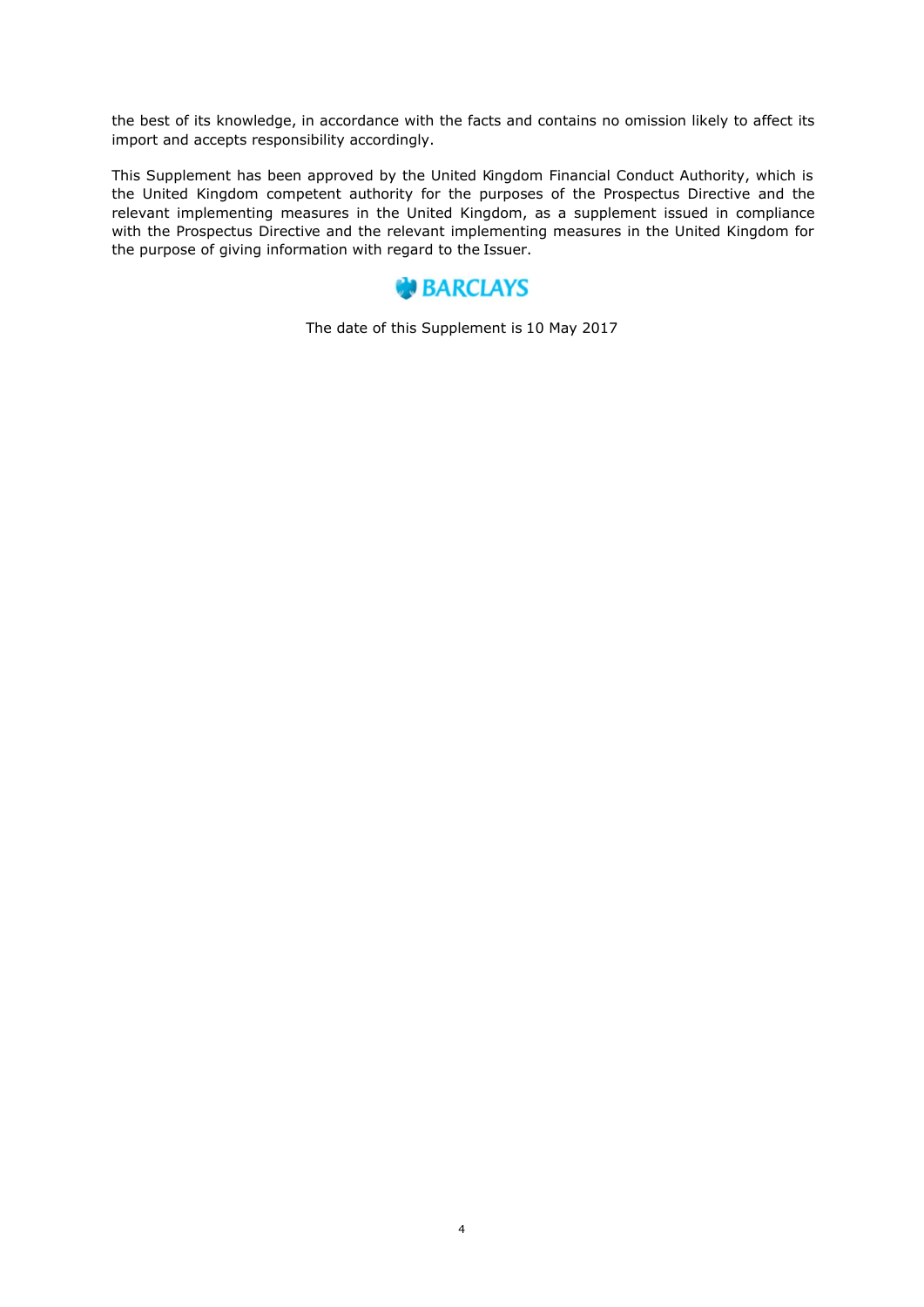the best of its knowledge, in accordance with the facts and contains no omission likely to affect its import and accepts responsibility accordingly.

This Supplement has been approved by the United Kingdom Financial Conduct Authority, which is the United Kingdom competent authority for the purposes of the Prospectus Directive and the relevant implementing measures in the United Kingdom, as a supplement issued in compliance with the Prospectus Directive and the relevant implementing measures in the United Kingdom for the purpose of giving information with regard to the Issuer.

BARCLAYS

The date of this Supplement is 10 May 2017